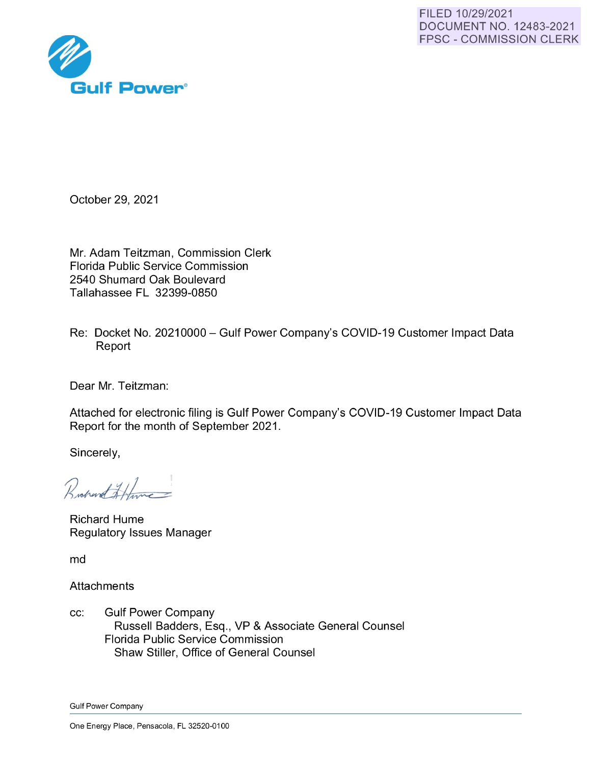FILED 10/29/2021
DOCUMENT NO. 12483-2021
FPSC - COMMISSION CLERK

**Gulf Power**®

October 29, 2021

Mr. Adam Teitzman, Commission Clerk
Florida Public Service Commission
2540 Shumard Oak Boulevard
Tallahassee FL 32399-0850

Re: Docket No. 20210000 – Gulf Power Company's COVID-19 Customer Impact Data Report

Dear Mr. Teitzman:

Attached for electronic filing is Gulf Power Company's COVID-19 Customer Impact Data Report for the month of September 2021.

Sincerely,

Richard Hume
Regulatory Issues Manager

md

Attachments

cc: Gulf Power Company
  Russell Badders, Esq., VP & Associate General Counsel
  Florida Public Service Commission
  Shaw Stiller, Office of General Counsel

Gulf Power Company

One Energy Place, Pensacola, FL 32520-0100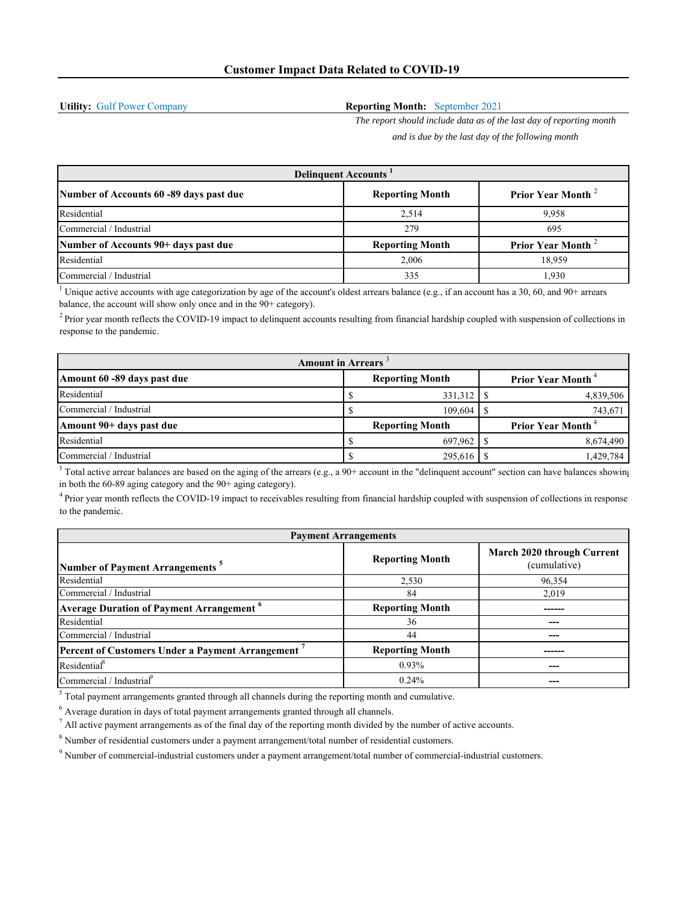# Customer Impact Data Related to COVID-19

**Utility:** Gulf Power Company

**Reporting Month:** September 2021

*The report should include data as of the last day of reporting month and is due by the last day of the following month*

| Delinquent Accounts [1] | | |
|---|---|---|
| **Number of Accounts 60 -89 days past due** | **Reporting Month** | **Prior Year Month [2]** |
| Residential | 2,514 | 9,958 |
| Commercial / Industrial | 279 | 695 |
| **Number of Accounts 90+ days past due** | **Reporting Month** | **Prior Year Month [2]** |
| Residential | 2,006 | 18,959 |
| Commercial / Industrial | 335 | 1,930 |

[1] Unique active accounts with age categorization by age of the account's oldest arrears balance (e.g., if an account has a 30, 60, and 90+ arrears balance, the account will show only once and in the 90+ category).

[2] Prior year month reflects the COVID-19 impact to delinquent accounts resulting from financial hardship coupled with suspension of collections in response to the pandemic.

| Amount in Arrears [3] | | |
|---|---|---|
| **Amount 60 -89 days past due** | **Reporting Month** | **Prior Year Month [4]** |
| Residential | $ 331,312 | $ 4,839,506 |
| Commercial / Industrial | $ 109,604 | $ 743,671 |
| **Amount 90+ days past due** | **Reporting Month** | **Prior Year Month [4]** |
| Residential | $ 697,962 | $ 8,674,490 |
| Commercial / Industrial | $ 295,616 | $ 1,429,784 |

[3] Total active arrear balances are based on the aging of the arrears (e.g., a 90+ account in the "delinquent account" section can have balances showing in both the 60-89 aging category and the 90+ aging category).

[4] Prior year month reflects the COVID-19 impact to receivables resulting from financial hardship coupled with suspension of collections in response to the pandemic.

| Payment Arrangements | | |
|---|---|---|
| **Number of Payment Arrangements [5]** | **Reporting Month** | **March 2020 through Current** (cumulative) |
| Residential | 2,530 | 96,354 |
| Commercial / Industrial | 84 | 2,019 |
| **Average Duration of Payment Arrangement [6]** | **Reporting Month** | ------ |
| Residential | 36 | --- |
| Commercial / Industrial | 44 | --- |
| **Percent of Customers Under a Payment Arrangement [7]** | **Reporting Month** | ------ |
| Residential[8] | 0.93% | --- |
| Commercial / Industrial[9] | 0.24% | --- |

[5] Total payment arrangements granted through all channels during the reporting month and cumulative.

[6] Average duration in days of total payment arrangements granted through all channels.

[7] All active payment arrangements as of the final day of the reporting month divided by the number of active accounts.

[8] Number of residential customers under a payment arrangement/total number of residential customers.

[9] Number of commercial-industrial customers under a payment arrangement/total number of commercial-industrial customers.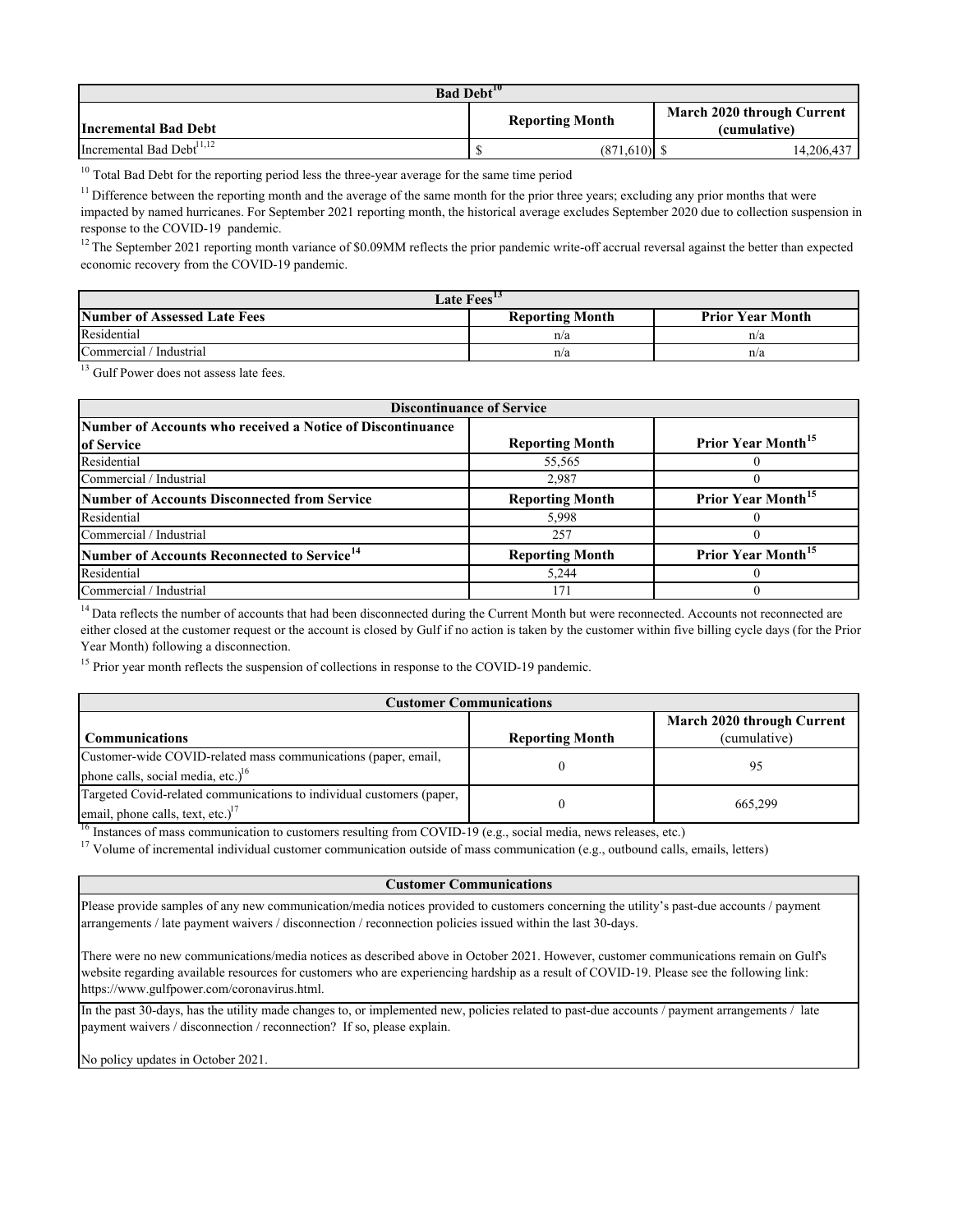| Bad Debt[10] | | |
|---|---|---|
| **Incremental Bad Debt** | **Reporting Month** | **March 2020 through Current (cumulative)** |
| Incremental Bad Debt[11,12] | $ (871,610) | $ 14,206,437 |

[10] Total Bad Debt for the reporting period less the three-year average for the same time period

[11] Difference between the reporting month and the average of the same month for the prior three years; excluding any prior months that were impacted by named hurricanes. For September 2021 reporting month, the historical average excludes September 2020 due to collection suspension in response to the COVID-19 pandemic.

[12] The September 2021 reporting month variance of $0.09MM reflects the prior pandemic write-off accrual reversal against the better than expected economic recovery from the COVID-19 pandemic.

| Late Fees[13] | | |
|---|---|---|
| **Number of Assessed Late Fees** | **Reporting Month** | **Prior Year Month** |
| Residential | n/a | n/a |
| Commercial / Industrial | n/a | n/a |

[13] Gulf Power does not assess late fees.

| Discontinuance of Service | | |
|---|---|---|
| **Number of Accounts who received a Notice of Discontinuance of Service** | **Reporting Month** | **Prior Year Month[15]** |
| Residential | 55,565 | 0 |
| Commercial / Industrial | 2,987 | 0 |
| **Number of Accounts Disconnected from Service** | **Reporting Month** | **Prior Year Month[15]** |
| Residential | 5,998 | 0 |
| Commercial / Industrial | 257 | 0 |
| **Number of Accounts Reconnected to Service[14]** | **Reporting Month** | **Prior Year Month[15]** |
| Residential | 5,244 | 0 |
| Commercial / Industrial | 171 | 0 |

[14] Data reflects the number of accounts that had been disconnected during the Current Month but were reconnected. Accounts not reconnected are either closed at the customer request or the account is closed by Gulf if no action is taken by the customer within five billing cycle days (for the Prior Year Month) following a disconnection.

[15] Prior year month reflects the suspension of collections in response to the COVID-19 pandemic.

| Customer Communications | | |
|---|---|---|
| **Communications** | **Reporting Month** | **March 2020 through Current** (cumulative) |
| Customer-wide COVID-related mass communications (paper, email, phone calls, social media, etc.)[16] | 0 | 95 |
| Targeted Covid-related communications to individual customers (paper, email, phone calls, text, etc.)[17] | 0 | 665,299 |

[16] Instances of mass communication to customers resulting from COVID-19 (e.g., social media, news releases, etc.)

[17] Volume of incremental individual customer communication outside of mass communication (e.g., outbound calls, emails, letters)

**Customer Communications**

Please provide samples of any new communication/media notices provided to customers concerning the utility's past-due accounts / payment arrangements / late payment waivers / disconnection / reconnection policies issued within the last 30-days.

There were no new communications/media notices as described above in October 2021. However, customer communications remain on Gulf's website regarding available resources for customers who are experiencing hardship as a result of COVID-19. Please see the following link: https://www.gulfpower.com/coronavirus.html.

In the past 30-days, has the utility made changes to, or implemented new, policies related to past-due accounts / payment arrangements / late payment waivers / disconnection / reconnection? If so, please explain.

No policy updates in October 2021.